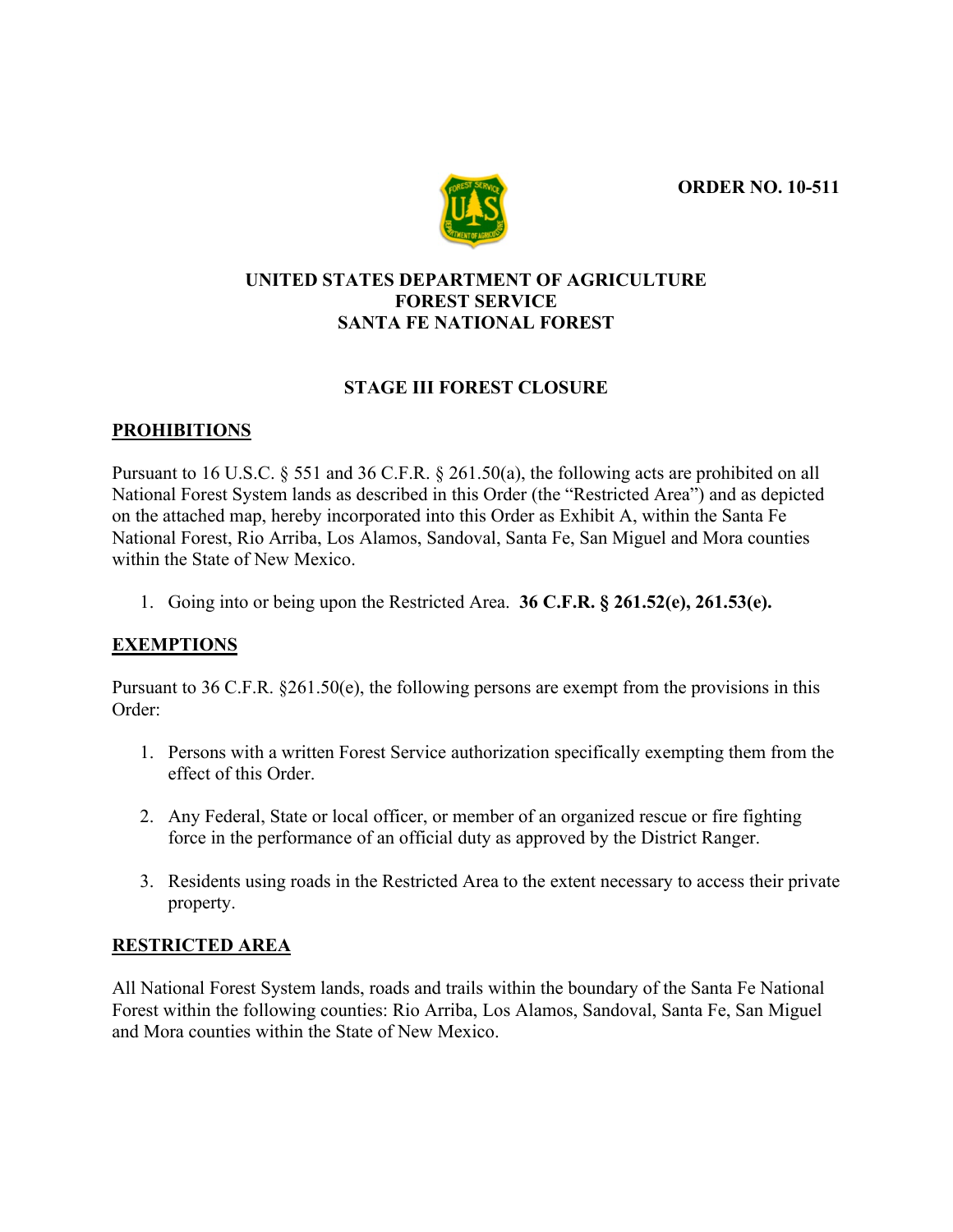**ORDER NO. 10-511**

# UNITED STATES DEPARTMENT OF AGRICULTURE
# FOREST SERVICE
# SANTA FE NATIONAL FOREST

## STAGE III FOREST CLOSURE

### PROHIBITIONS

Pursuant to 16 U.S.C. § 551 and 36 C.F.R. § 261.50(a), the following acts are prohibited on all National Forest System lands as described in this Order (the "Restricted Area") and as depicted on the attached map, hereby incorporated into this Order as Exhibit A, within the Santa Fe National Forest, Rio Arriba, Los Alamos, Sandoval, Santa Fe, San Miguel and Mora counties within the State of New Mexico.

1. Going into or being upon the Restricted Area. **36 C.F.R. § 261.52(e), 261.53(e).**

### EXEMPTIONS

Pursuant to 36 C.F.R. §261.50(e), the following persons are exempt from the provisions in this Order:

1. Persons with a written Forest Service authorization specifically exempting them from the effect of this Order.
2. Any Federal, State or local officer, or member of an organized rescue or fire fighting force in the performance of an official duty as approved by the District Ranger.
3. Residents using roads in the Restricted Area to the extent necessary to access their private property.

### RESTRICTED AREA

All National Forest System lands, roads and trails within the boundary of the Santa Fe National Forest within the following counties: Rio Arriba, Los Alamos, Sandoval, Santa Fe, San Miguel and Mora counties within the State of New Mexico.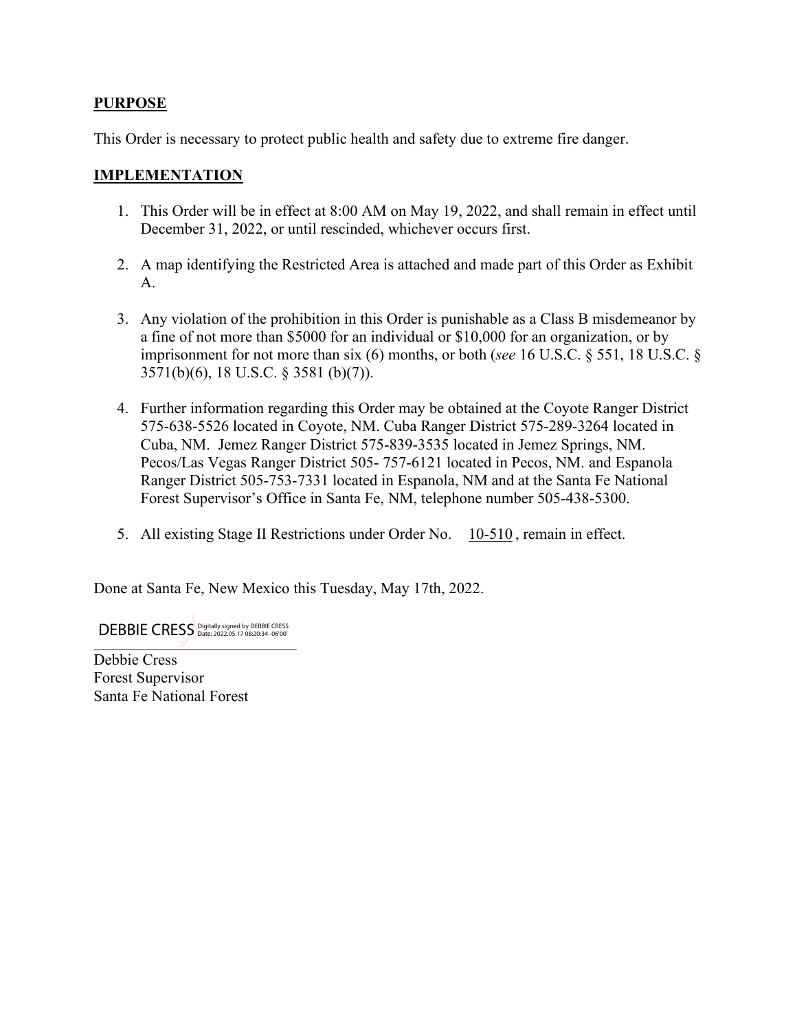## PURPOSE

This Order is necessary to protect public health and safety due to extreme fire danger.

## IMPLEMENTATION

1. This Order will be in effect at 8:00 AM on May 19, 2022, and shall remain in effect until December 31, 2022, or until rescinded, whichever occurs first.

2. A map identifying the Restricted Area is attached and made part of this Order as Exhibit A.

3. Any violation of the prohibition in this Order is punishable as a Class B misdemeanor by a fine of not more than $5000 for an individual or $10,000 for an organization, or by imprisonment for not more than six (6) months, or both (*see* 16 U.S.C. § 551, 18 U.S.C. § 3571(b)(6), 18 U.S.C. § 3581 (b)(7)).

4. Further information regarding this Order may be obtained at the Coyote Ranger District 575-638-5526 located in Coyote, NM. Cuba Ranger District 575-289-3264 located in Cuba, NM. Jemez Ranger District 575-839-3535 located in Jemez Springs, NM. Pecos/Las Vegas Ranger District 505- 757-6121 located in Pecos, NM. and Espanola Ranger District 505-753-7331 located in Espanola, NM and at the Santa Fe National Forest Supervisor's Office in Santa Fe, NM, telephone number 505-438-5300.

5. All existing Stage II Restrictions under Order No. 10-510 , remain in effect.

Done at Santa Fe, New Mexico this Tuesday, May 17th, 2022.

DEBBIE CRESS Digitally signed by DEBBIE CRESS Date: 2022.05.17 08:20:34 -06'00'

Debbie Cress
Forest Supervisor
Santa Fe National Forest